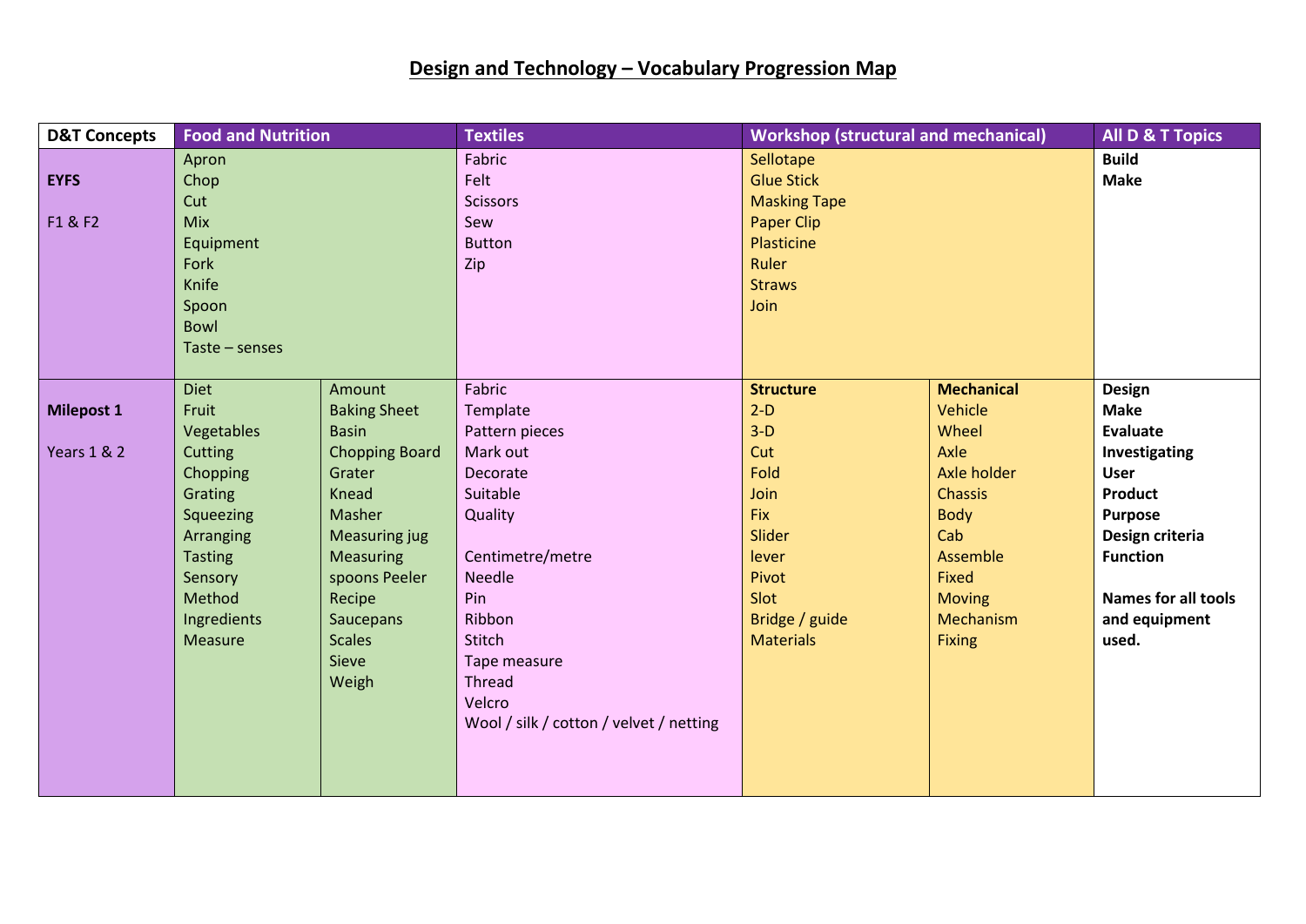# Design and Technology – Vocabulary Progression Map

| D&T Concepts | Food and Nutrition | | Textiles | Workshop (structural and mechanical) | | All D & T Topics |
|---|---|---|---|---|---|---|
| **EYFS**<br><br>F1 & F2 | Apron<br>Chop<br>Cut<br>Mix<br>Equipment<br>Fork<br>Knife<br>Spoon<br>Bowl<br>Taste – senses | | Fabric<br>Felt<br>Scissors<br>Sew<br>Button<br>Zip | Sellotape<br>Glue Stick<br>Masking Tape<br>Paper Clip<br>Plasticine<br>Ruler<br>Straws<br>Join | | **Build**<br>**Make** |
| **Milepost 1**<br><br>Years 1 & 2 | Diet<br>Fruit<br>Vegetables<br>Cutting<br>Chopping<br>Grating<br>Squeezing<br>Arranging<br>Tasting<br>Sensory<br>Method<br>Ingredients<br>Measure | Amount<br>Baking Sheet<br>Basin<br>Chopping Board<br>Grater<br>Knead<br>Masher<br>Measuring jug<br>Measuring spoons Peeler<br>Recipe<br>Saucepans<br>Scales<br>Sieve<br>Weigh | Fabric<br>Template<br>Pattern pieces<br>Mark out<br>Decorate<br>Suitable<br>Quality<br><br>Centimetre/metre<br>Needle<br>Pin<br>Ribbon<br>Stitch<br>Tape measure<br>Thread<br>Velcro<br>Wool / silk / cotton / velvet / netting | **Structure**<br>2-D<br>3-D<br>Cut<br>Fold<br>Join<br>Fix<br>Slider<br>lever<br>Pivot<br>Slot<br>Bridge / guide<br>Materials | **Mechanical**<br>Vehicle<br>Wheel<br>Axle<br>Axle holder<br>Chassis<br>Body<br>Cab<br>Assemble<br>Fixed<br>Moving<br>Mechanism<br>Fixing | **Design**<br>**Make**<br>**Evaluate**<br>**Investigating**<br>**User**<br>**Product**<br>**Purpose**<br>**Design criteria**<br>**Function**<br><br>**Names for all tools and equipment used.** |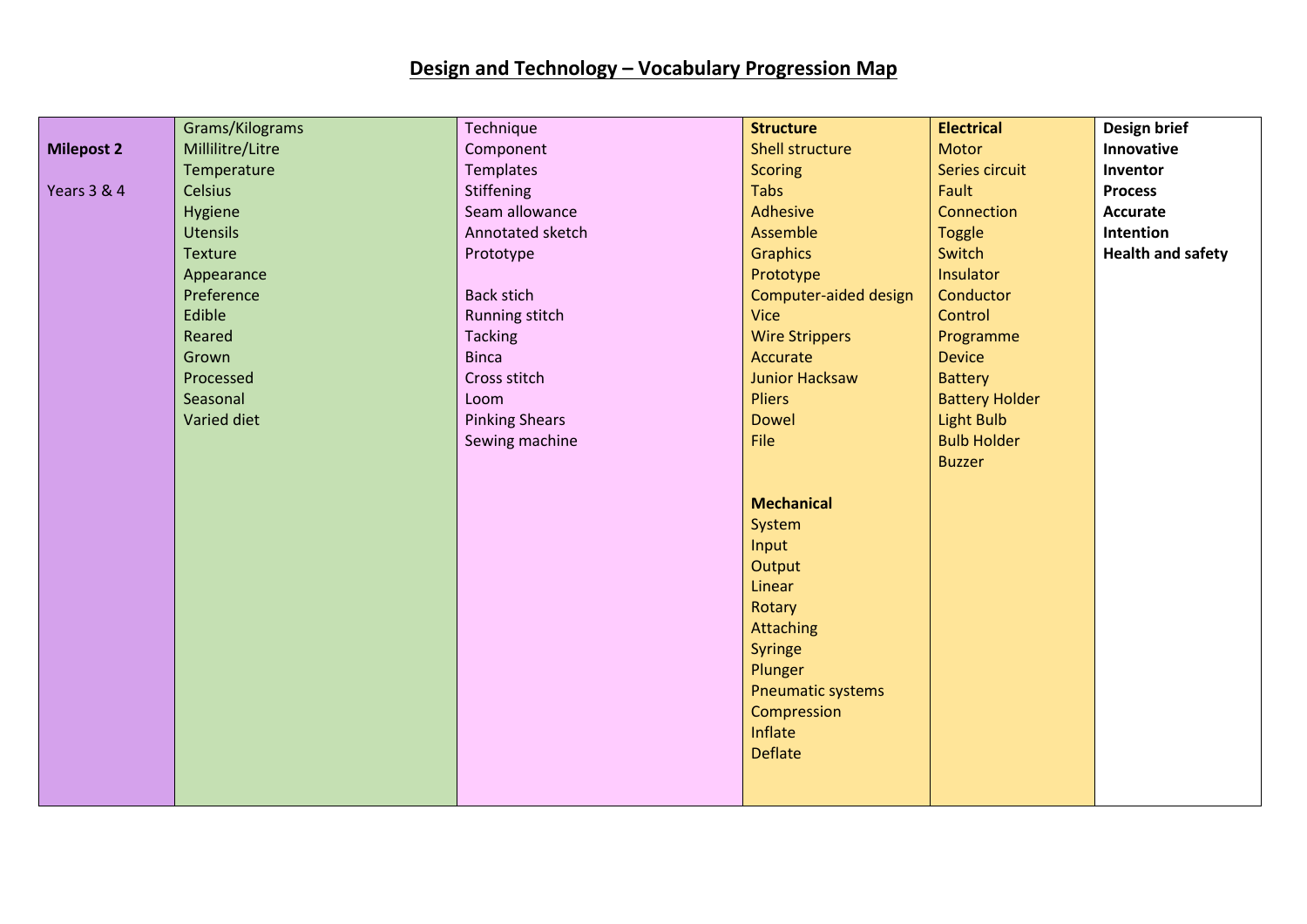# Design and Technology – Vocabulary Progression Map

| | | | | | |
|---|---|---|---|---|---|
| **Milepost 2**<br><br>Years 3 & 4 | Grams/Kilograms<br>Millilitre/Litre<br>Temperature<br>Celsius<br>Hygiene<br>Utensils<br>Texture<br>Appearance<br>Preference<br>Edible<br>Reared<br>Grown<br>Processed<br>Seasonal<br>Varied diet | Technique<br>Component<br>Templates<br>Stiffening<br>Seam allowance<br>Annotated sketch<br>Prototype<br><br>Back stich<br>Running stitch<br>Tacking<br>Binca<br>Cross stitch<br>Loom<br>Pinking Shears<br>Sewing machine | **Structure**<br>Shell structure<br>Scoring<br>Tabs<br>Adhesive<br>Assemble<br>Graphics<br>Prototype<br>Computer-aided design<br>Vice<br>Wire Strippers<br>Accurate<br>Junior Hacksaw<br>Pliers<br>Dowel<br>File<br><br>**Mechanical**<br>System<br>Input<br>Output<br>Linear<br>Rotary<br>Attaching<br>Syringe<br>Plunger<br>Pneumatic systems<br>Compression<br>Inflate<br>Deflate | **Electrical**<br>Motor<br>Series circuit<br>Fault<br>Connection<br>Toggle<br>Switch<br>Insulator<br>Conductor<br>Control<br>Programme<br>Device<br>Battery<br>Battery Holder<br>Light Bulb<br>Bulb Holder<br>Buzzer | **Design brief**<br>**Innovative**<br>**Inventor**<br>**Process**<br>**Accurate**<br>**Intention**<br>**Health and safety** |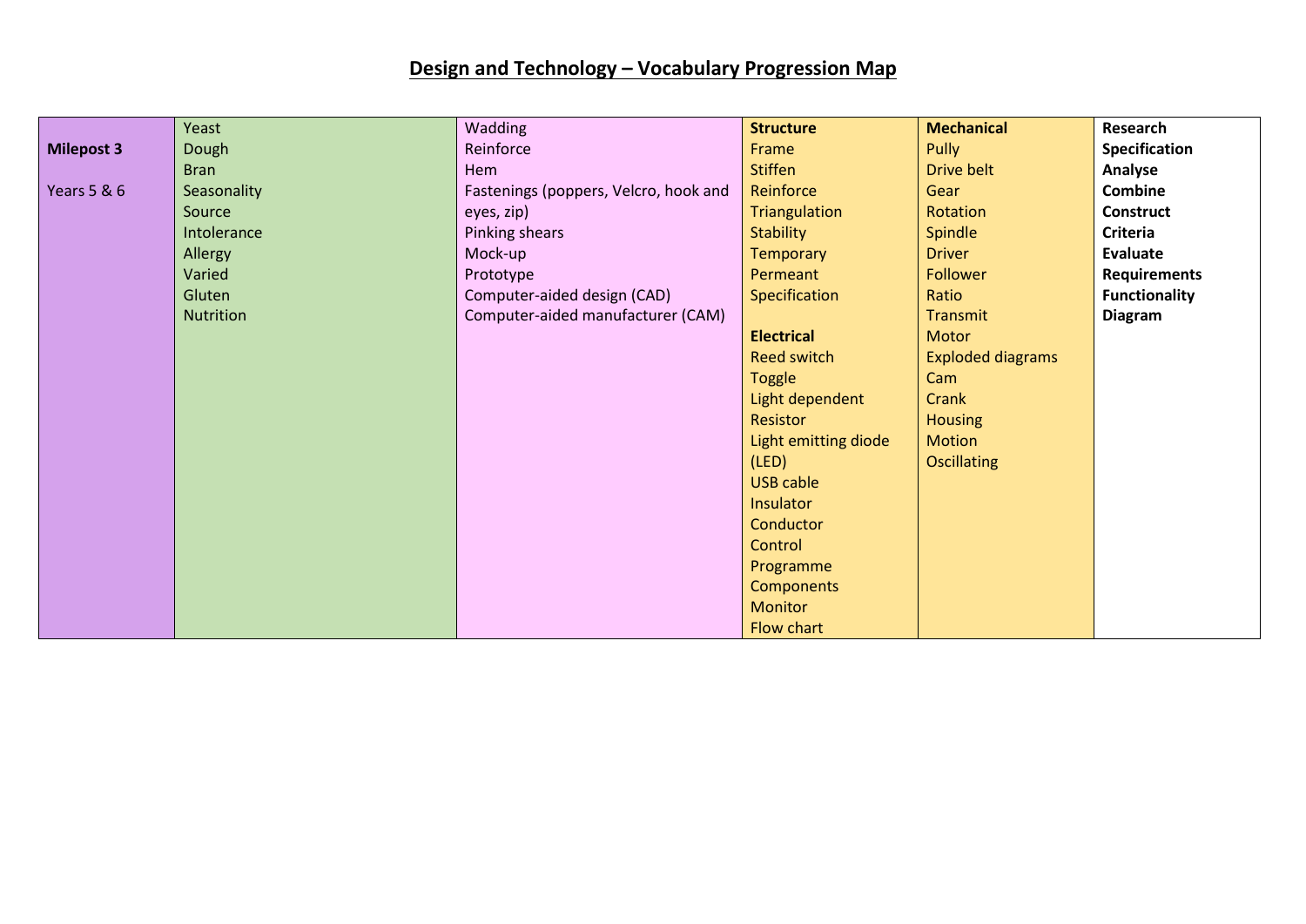# Design and Technology – Vocabulary Progression Map

| | | | | | |
|---|---|---|---|---|---|
| **Milepost 3**<br><br>Years 5 & 6 | Yeast<br>Dough<br>Bran<br>Seasonality<br>Source<br>Intolerance<br>Allergy<br>Varied<br>Gluten<br>Nutrition | Wadding<br>Reinforce<br>Hem<br>Fastenings (poppers, Velcro, hook and eyes, zip)<br>Pinking shears<br>Mock-up<br>Prototype<br>Computer-aided design (CAD)<br>Computer-aided manufacturer (CAM) | **Structure**<br>Frame<br>Stiffen<br>Reinforce<br>Triangulation<br>Stability<br>Temporary<br>Permeant<br>Specification<br><br>**Electrical**<br>Reed switch<br>Toggle<br>Light dependent<br>Resistor<br>Light emitting diode (LED)<br>USB cable<br>Insulator<br>Conductor<br>Control<br>Programme<br>Components<br>Monitor<br>Flow chart | **Mechanical**<br>Pully<br>Drive belt<br>Gear<br>Rotation<br>Spindle<br>Driver<br>Follower<br>Ratio<br>Transmit<br>Motor<br>Exploded diagrams<br>Cam<br>Crank<br>Housing<br>Motion<br>Oscillating | **Research**<br>**Specification**<br>**Analyse**<br>**Combine**<br>**Construct**<br>**Criteria**<br>**Evaluate**<br>**Requirements**<br>**Functionality**<br>**Diagram** |